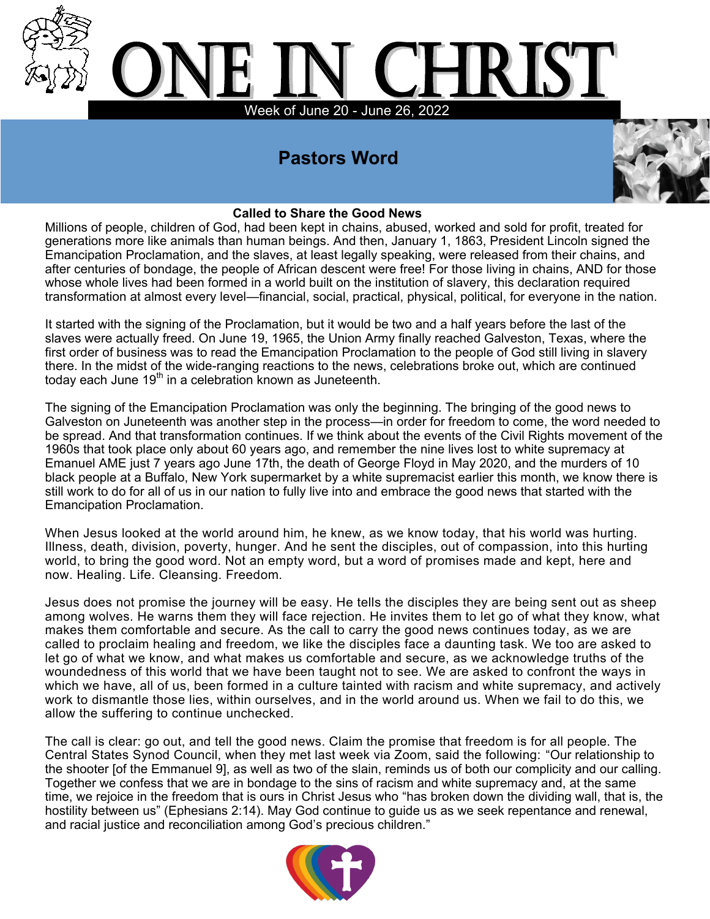# ONE IN CHRIST

Week of June 20 - June 26, 2022

## Pastors Word

### Called to Share the Good News

Millions of people, children of God, had been kept in chains, abused, worked and sold for profit, treated for generations more like animals than human beings. And then, January 1, 1863, President Lincoln signed the Emancipation Proclamation, and the slaves, at least legally speaking, were released from their chains, and after centuries of bondage, the people of African descent were free! For those living in chains, AND for those whose whole lives had been formed in a world built on the institution of slavery, this declaration required transformation at almost every level—financial, social, practical, physical, political, for everyone in the nation.

It started with the signing of the Proclamation, but it would be two and a half years before the last of the slaves were actually freed. On June 19, 1965, the Union Army finally reached Galveston, Texas, where the first order of business was to read the Emancipation Proclamation to the people of God still living in slavery there. In the midst of the wide-ranging reactions to the news, celebrations broke out, which are continued today each June 19th in a celebration known as Juneteenth.

The signing of the Emancipation Proclamation was only the beginning. The bringing of the good news to Galveston on Juneteenth was another step in the process—in order for freedom to come, the word needed to be spread. And that transformation continues. If we think about the events of the Civil Rights movement of the 1960s that took place only about 60 years ago, and remember the nine lives lost to white supremacy at Emanuel AME just 7 years ago June 17th, the death of George Floyd in May 2020, and the murders of 10 black people at a Buffalo, New York supermarket by a white supremacist earlier this month, we know there is still work to do for all of us in our nation to fully live into and embrace the good news that started with the Emancipation Proclamation.

When Jesus looked at the world around him, he knew, as we know today, that his world was hurting. Illness, death, division, poverty, hunger. And he sent the disciples, out of compassion, into this hurting world, to bring the good word. Not an empty word, but a word of promises made and kept, here and now. Healing. Life. Cleansing. Freedom.

Jesus does not promise the journey will be easy. He tells the disciples they are being sent out as sheep among wolves. He warns them they will face rejection. He invites them to let go of what they know, what makes them comfortable and secure. As the call to carry the good news continues today, as we are called to proclaim healing and freedom, we like the disciples face a daunting task. We too are asked to let go of what we know, and what makes us comfortable and secure, as we acknowledge truths of the woundedness of this world that we have been taught not to see. We are asked to confront the ways in which we have, all of us, been formed in a culture tainted with racism and white supremacy, and actively work to dismantle those lies, within ourselves, and in the world around us. When we fail to do this, we allow the suffering to continue unchecked.

The call is clear: go out, and tell the good news. Claim the promise that freedom is for all people. The Central States Synod Council, when they met last week via Zoom, said the following: "Our relationship to the shooter [of the Emmanuel 9], as well as two of the slain, reminds us of both our complicity and our calling. Together we confess that we are in bondage to the sins of racism and white supremacy and, at the same time, we rejoice in the freedom that is ours in Christ Jesus who "has broken down the dividing wall, that is, the hostility between us" (Ephesians 2:14). May God continue to guide us as we seek repentance and renewal, and racial justice and reconciliation among God's precious children."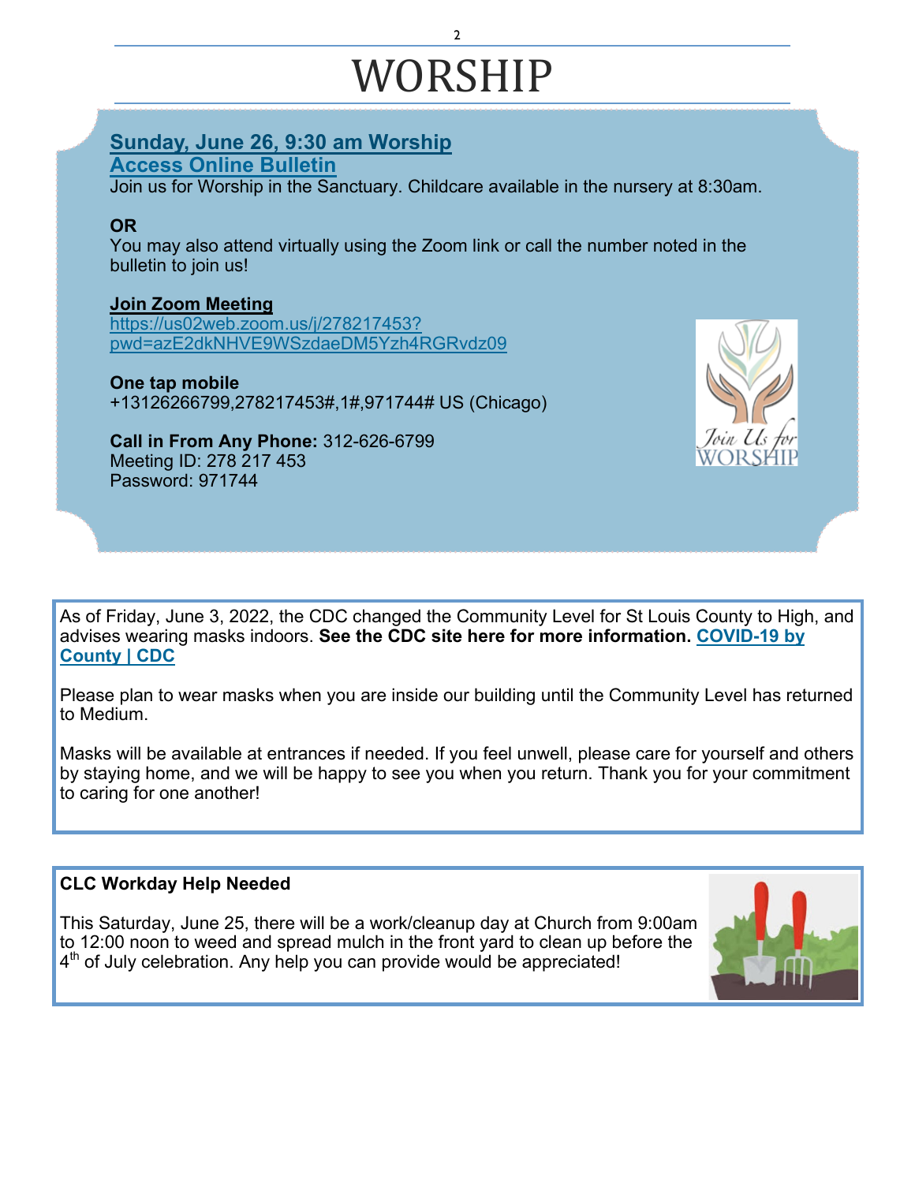# WORSHIP

**Sunday, June 26, 9:30 am Worship**
**Access Online Bulletin**
Join us for Worship in the Sanctuary. Childcare available in the nursery at 8:30am.

**OR**
You may also attend virtually using the Zoom link or call the number noted in the bulletin to join us!

**Join Zoom Meeting**
https://us02web.zoom.us/j/278217453?pwd=azE2dkNHVE9WSzdaeDM5Yzh4RGRvdz09

**One tap mobile**
+13126266799,278217453#,1#,971744# US (Chicago)

**Call in From Any Phone:** 312-626-6799
Meeting ID: 278 217 453
Password: 971744

As of Friday, June 3, 2022, the CDC changed the Community Level for St Louis County to High, and advises wearing masks indoors. **See the CDC site here for more information. COVID-19 by County | CDC**

Please plan to wear masks when you are inside our building until the Community Level has returned to Medium.

Masks will be available at entrances if needed. If you feel unwell, please care for yourself and others by staying home, and we will be happy to see you when you return. Thank you for your commitment to caring for one another!

**CLC Workday Help Needed**

This Saturday, June 25, there will be a work/cleanup day at Church from 9:00am to 12:00 noon to weed and spread mulch in the front yard to clean up before the 4th of July celebration. Any help you can provide would be appreciated!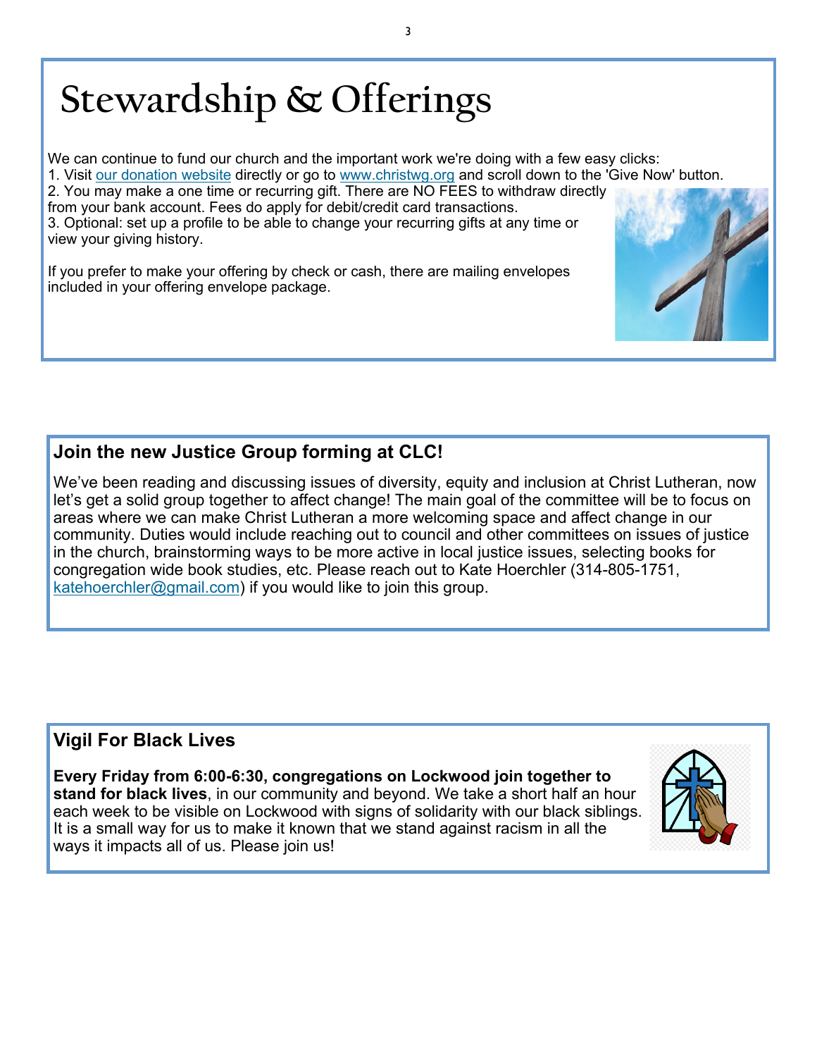# Stewardship & Offerings

We can continue to fund our church and the important work we're doing with a few easy clicks:

1. Visit our donation website directly or go to www.christwg.org and scroll down to the 'Give Now' button.
2. You may make a one time or recurring gift. There are NO FEES to withdraw directly from your bank account. Fees do apply for debit/credit card transactions.
3. Optional: set up a profile to be able to change your recurring gifts at any time or view your giving history.

If you prefer to make your offering by check or cash, there are mailing envelopes included in your offering envelope package.

## Join the new Justice Group forming at CLC!

We've been reading and discussing issues of diversity, equity and inclusion at Christ Lutheran, now let's get a solid group together to affect change! The main goal of the committee will be to focus on areas where we can make Christ Lutheran a more welcoming space and affect change in our community. Duties would include reaching out to council and other committees on issues of justice in the church, brainstorming ways to be more active in local justice issues, selecting books for congregation wide book studies, etc. Please reach out to Kate Hoerchler (314-805-1751, katehoerchler@gmail.com) if you would like to join this group.

## Vigil For Black Lives

**Every Friday from 6:00-6:30, congregations on Lockwood join together to stand for black lives**, in our community and beyond. We take a short half an hour each week to be visible on Lockwood with signs of solidarity with our black siblings. It is a small way for us to make it known that we stand against racism in all the ways it impacts all of us. Please join us!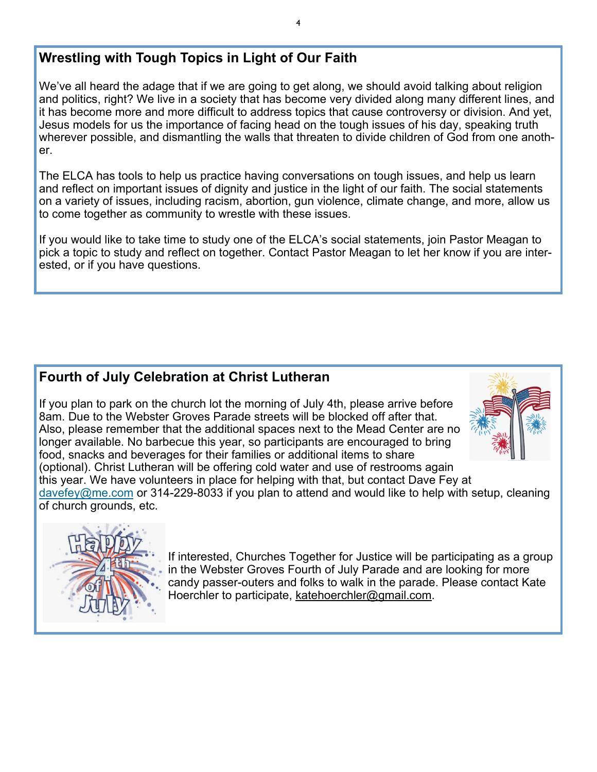## Wrestling with Tough Topics in Light of Our Faith

We've all heard the adage that if we are going to get along, we should avoid talking about religion and politics, right? We live in a society that has become very divided along many different lines, and it has become more and more difficult to address topics that cause controversy or division. And yet, Jesus models for us the importance of facing head on the tough issues of his day, speaking truth wherever possible, and dismantling the walls that threaten to divide children of God from one another.

The ELCA has tools to help us practice having conversations on tough issues, and help us learn and reflect on important issues of dignity and justice in the light of our faith. The social statements on a variety of issues, including racism, abortion, gun violence, climate change, and more, allow us to come together as community to wrestle with these issues.

If you would like to take time to study one of the ELCA's social statements, join Pastor Meagan to pick a topic to study and reflect on together. Contact Pastor Meagan to let her know if you are interested, or if you have questions.

## Fourth of July Celebration at Christ Lutheran

If you plan to park on the church lot the morning of July 4th, please arrive before 8am. Due to the Webster Groves Parade streets will be blocked off after that. Also, please remember that the additional spaces next to the Mead Center are no longer available. No barbecue this year, so participants are encouraged to bring food, snacks and beverages for their families or additional items to share (optional). Christ Lutheran will be offering cold water and use of restrooms again this year. We have volunteers in place for helping with that, but contact Dave Fey at davefey@me.com or 314-229-8033 if you plan to attend and would like to help with setup, cleaning of church grounds, etc.

If interested, Churches Together for Justice will be participating as a group in the Webster Groves Fourth of July Parade and are looking for more candy passer-outers and folks to walk in the parade. Please contact Kate Hoerchler to participate, katehoerchler@gmail.com.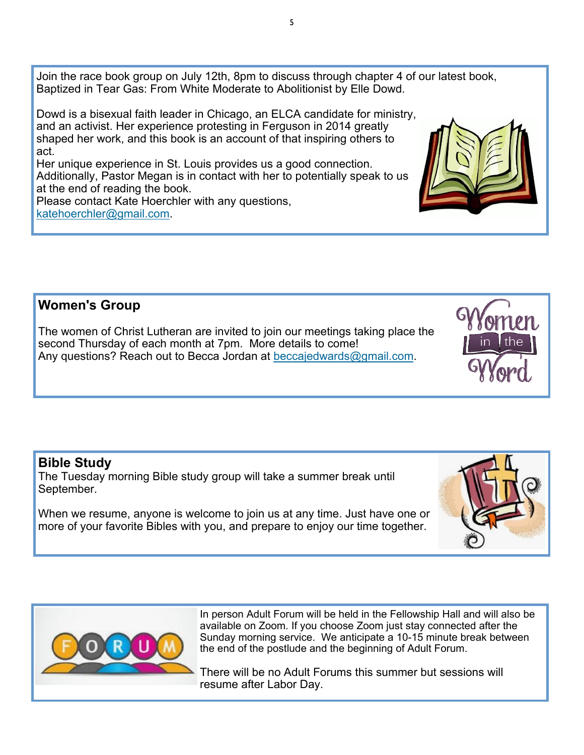Join the race book group on July 12th, 8pm to discuss through chapter 4 of our latest book, Baptized in Tear Gas: From White Moderate to Abolitionist by Elle Dowd.

Dowd is a bisexual faith leader in Chicago, an ELCA candidate for ministry, and an activist. Her experience protesting in Ferguson in 2014 greatly shaped her work, and this book is an account of that inspiring others to act.
Her unique experience in St. Louis provides us a good connection. Additionally, Pastor Megan is in contact with her to potentially speak to us at the end of reading the book.
Please contact Kate Hoerchler with any questions, katehoerchler@gmail.com.

## Women's Group

The women of Christ Lutheran are invited to join our meetings taking place the second Thursday of each month at 7pm. More details to come!
Any questions? Reach out to Becca Jordan at beccajedwards@gmail.com.

## Bible Study

The Tuesday morning Bible study group will take a summer break until September.

When we resume, anyone is welcome to join us at any time. Just have one or more of your favorite Bibles with you, and prepare to enjoy our time together.

In person Adult Forum will be held in the Fellowship Hall and will also be available on Zoom. If you choose Zoom just stay connected after the Sunday morning service. We anticipate a 10-15 minute break between the end of the postlude and the beginning of Adult Forum.

There will be no Adult Forums this summer but sessions will resume after Labor Day.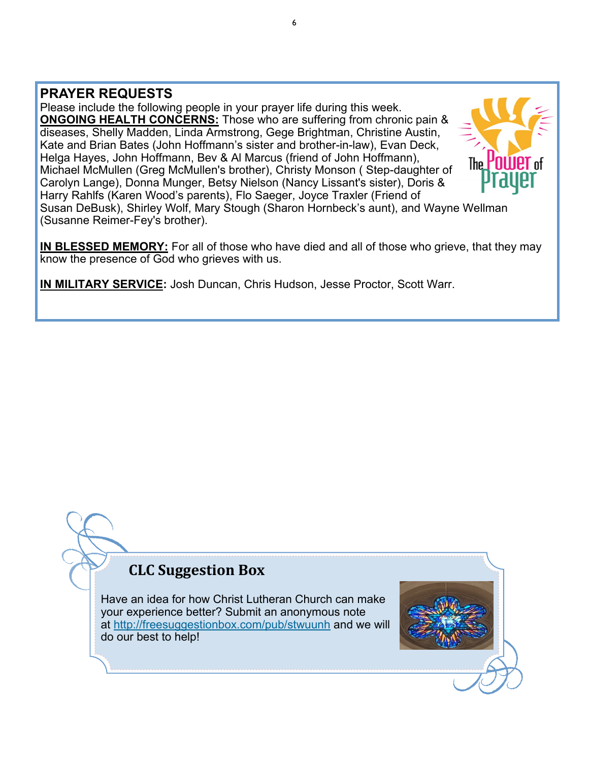## PRAYER REQUESTS

Please include the following people in your prayer life during this week.

**ONGOING HEALTH CONCERNS:** Those who are suffering from chronic pain & diseases, Shelly Madden, Linda Armstrong, Gege Brightman, Christine Austin, Kate and Brian Bates (John Hoffmann's sister and brother-in-law), Evan Deck, Helga Hayes, John Hoffmann, Bev & Al Marcus (friend of John Hoffmann), Michael McMullen (Greg McMullen's brother), Christy Monson ( Step-daughter of Carolyn Lange), Donna Munger, Betsy Nielson (Nancy Lissant's sister), Doris & Harry Rahlfs (Karen Wood's parents), Flo Saeger, Joyce Traxler (Friend of Susan DeBusk), Shirley Wolf, Mary Stough (Sharon Hornbeck's aunt), and Wayne Wellman (Susanne Reimer-Fey's brother).

**IN BLESSED MEMORY:** For all of those who have died and all of those who grieve, that they may know the presence of God who grieves with us.

**IN MILITARY SERVICE:** Josh Duncan, Chris Hudson, Jesse Proctor, Scott Warr.

## CLC Suggestion Box

Have an idea for how Christ Lutheran Church can make your experience better? Submit an anonymous note at http://freesuggestionbox.com/pub/stwuunh and we will do our best to help!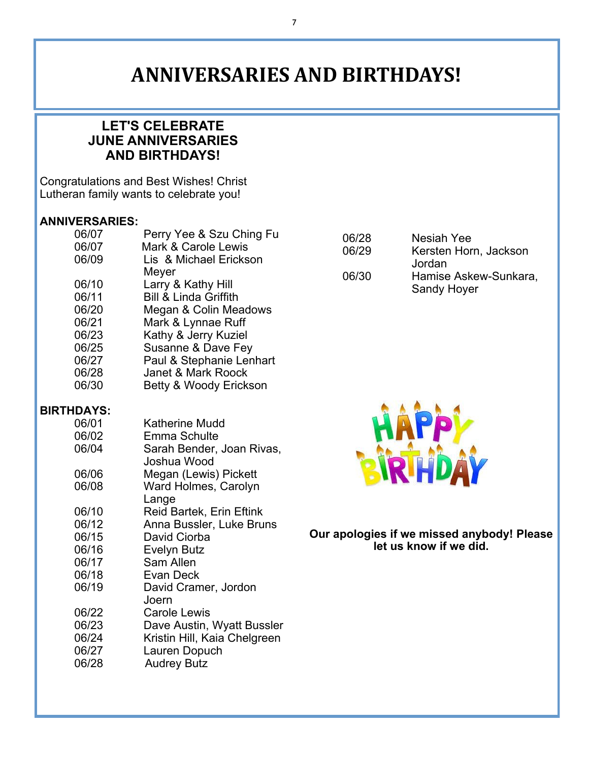# ANNIVERSARIES AND BIRTHDAYS!

## LET'S CELEBRATE JUNE ANNIVERSARIES AND BIRTHDAYS!

Congratulations and Best Wishes! Christ Lutheran family wants to celebrate you!

**ANNIVERSARIES:**

| Date | Names |
|---|---|
| 06/07 | Perry Yee & Szu Ching Fu |
| 06/07 | Mark & Carole Lewis |
| 06/09 | Lis & Michael Erickson Meyer |
| 06/10 | Larry & Kathy Hill |
| 06/11 | Bill & Linda Griffith |
| 06/20 | Megan & Colin Meadows |
| 06/21 | Mark & Lynnae Ruff |
| 06/23 | Kathy & Jerry Kuziel |
| 06/25 | Susanne & Dave Fey |
| 06/27 | Paul & Stephanie Lenhart |
| 06/28 | Janet & Mark Roock |
| 06/30 | Betty & Woody Erickson |

**BIRTHDAYS:**

| Date | Names |
|---|---|
| 06/01 | Katherine Mudd |
| 06/02 | Emma Schulte |
| 06/04 | Sarah Bender, Joan Rivas, Joshua Wood |
| 06/06 | Megan (Lewis) Pickett |
| 06/08 | Ward Holmes, Carolyn Lange |
| 06/10 | Reid Bartek, Erin Eftink |
| 06/12 | Anna Bussler, Luke Bruns |
| 06/15 | David Ciorba |
| 06/16 | Evelyn Butz |
| 06/17 | Sam Allen |
| 06/18 | Evan Deck |
| 06/19 | David Cramer, Jordon Joern |
| 06/22 | Carole Lewis |
| 06/23 | Dave Austin, Wyatt Bussler |
| 06/24 | Kristin Hill, Kaia Chelgreen |
| 06/27 | Lauren Dopuch |
| 06/28 | Audrey Butz |
| 06/28 | Nesiah Yee |
| 06/29 | Kersten Horn, Jackson Jordan |
| 06/30 | Hamise Askew-Sunkara, Sandy Hoyer |

**Our apologies if we missed anybody! Please let us know if we did.**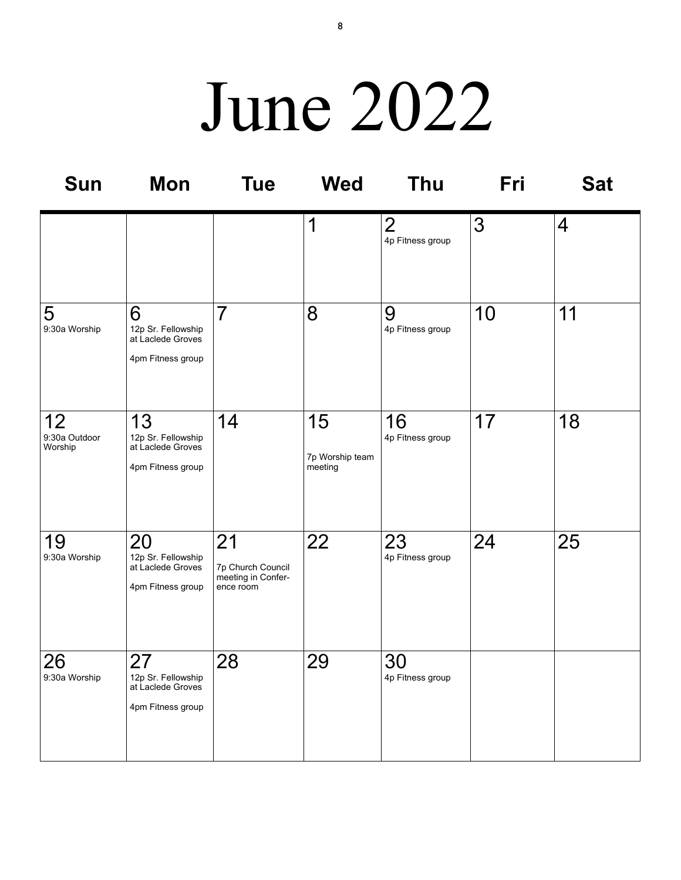# June 2022

| Sun | Mon | Tue | Wed | Thu | Fri | Sat |
|---|---|---|---|---|---|---|
| | | | 1 | 2<br>4p Fitness group | 3 | 4 |
| 5<br>9:30a Worship | 6<br>12p Sr. Fellowship at Laclede Groves<br>4pm Fitness group | 7 | 8 | 9<br>4p Fitness group | 10 | 11 |
| 12<br>9:30a Outdoor Worship | 13<br>12p Sr. Fellowship at Laclede Groves<br>4pm Fitness group | 14 | 15<br>7p Worship team meeting | 16<br>4p Fitness group | 17 | 18 |
| 19<br>9:30a Worship | 20<br>12p Sr. Fellowship at Laclede Groves<br>4pm Fitness group | 21<br>7p Church Council meeting in Conference room | 22 | 23<br>4p Fitness group | 24 | 25 |
| 26<br>9:30a Worship | 27<br>12p Sr. Fellowship at Laclede Groves<br>4pm Fitness group | 28 | 29 | 30<br>4p Fitness group | | |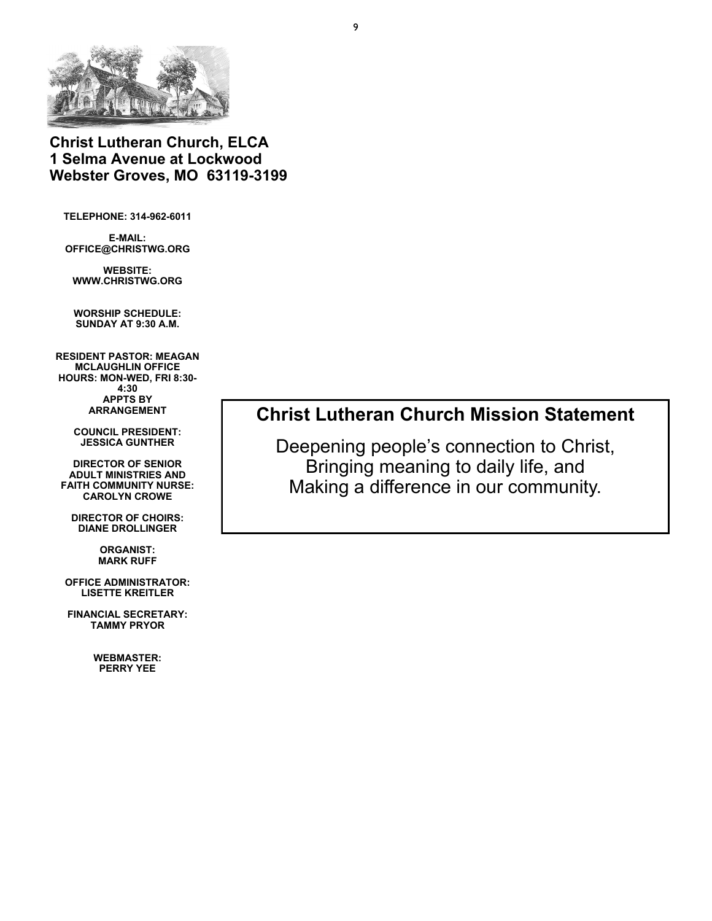**Christ Lutheran Church, ELCA**
**1 Selma Avenue at Lockwood**
**Webster Groves, MO  63119-3199**

TELEPHONE: 314-962-6011

E-MAIL:
OFFICE@CHRISTWG.ORG

WEBSITE:
WWW.CHRISTWG.ORG

WORSHIP SCHEDULE:
SUNDAY AT 9:30 A.M.

RESIDENT PASTOR: MEAGAN MCLAUGHLIN OFFICE HOURS: MON-WED, FRI 8:30-4:30
APPTS BY ARRANGEMENT

COUNCIL PRESIDENT:
JESSICA GUNTHER

DIRECTOR OF SENIOR ADULT MINISTRIES AND FAITH COMMUNITY NURSE:
CAROLYN CROWE

DIRECTOR OF CHOIRS:
DIANE DROLLINGER

ORGANIST:
MARK RUFF

OFFICE ADMINISTRATOR:
LISETTE KREITLER

FINANCIAL SECRETARY:
TAMMY PRYOR

WEBMASTER:
PERRY YEE

## Christ Lutheran Church Mission Statement

Deepening people's connection to Christ,
Bringing meaning to daily life, and
Making a difference in our community.